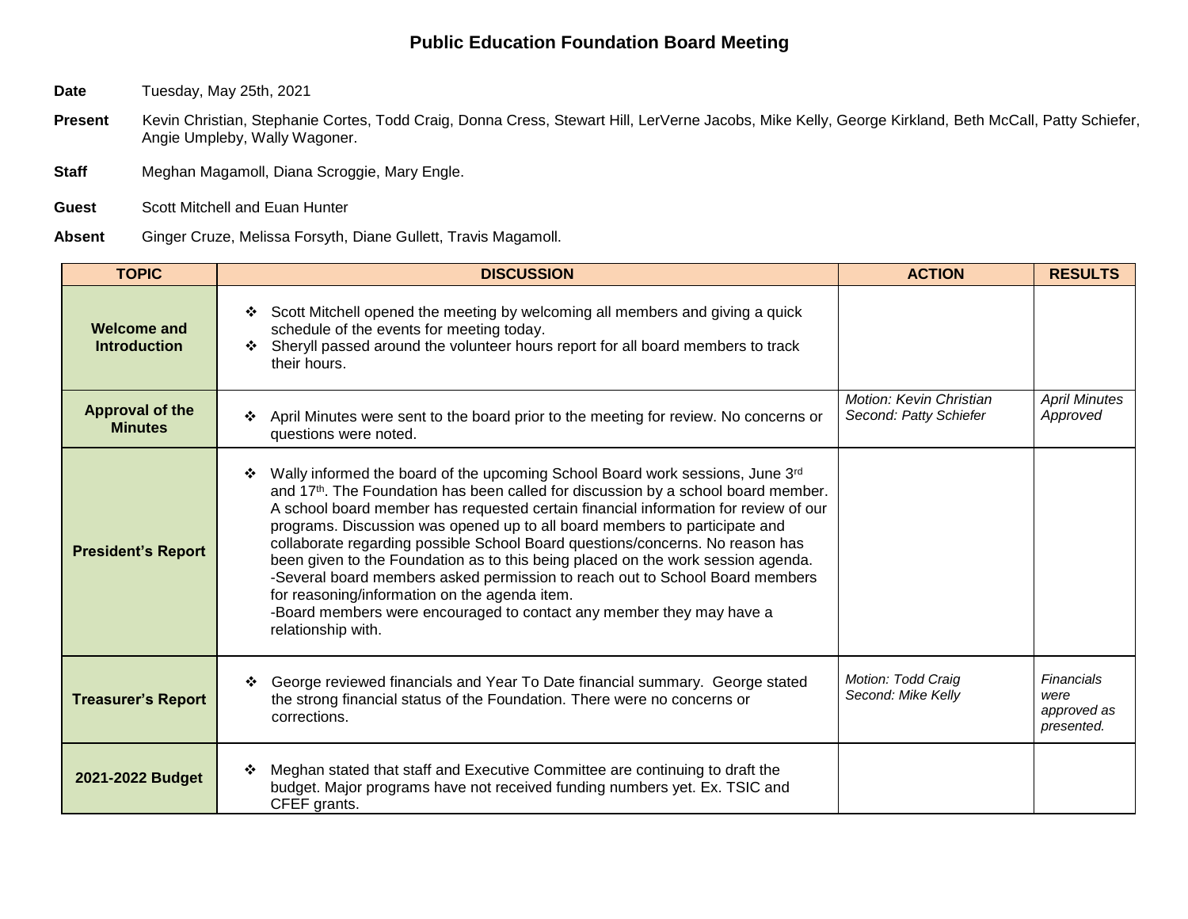# Public Education Foundation Board Meeting

**Date** Tuesday, May 25th, 2021

**Present** Kevin Christian, Stephanie Cortes, Todd Craig, Donna Cress, Stewart Hill, LerVerne Jacobs, Mike Kelly, George Kirkland, Beth McCall, Patty Schiefer, Angie Umpleby, Wally Wagoner.

**Staff** Meghan Magamoll, Diana Scroggie, Mary Engle.

**Guest** Scott Mitchell and Euan Hunter

**Absent** Ginger Cruze, Melissa Forsyth, Diane Gullett, Travis Magamoll.

| TOPIC | DISCUSSION | ACTION | RESULTS |
|---|---|---|---|
| **Welcome and Introduction** | ❖ Scott Mitchell opened the meeting by welcoming all members and giving a quick schedule of the events for meeting today.<br>❖ Sheryll passed around the volunteer hours report for all board members to track their hours. | | |
| **Approval of the Minutes** | ❖ April Minutes were sent to the board prior to the meeting for review. No concerns or questions were noted. | *Motion: Kevin Christian*<br>*Second: Patty Schiefer* | *April Minutes Approved* |
| **President's Report** | ❖ Wally informed the board of the upcoming School Board work sessions, June 3rd and 17th. The Foundation has been called for discussion by a school board member. A school board member has requested certain financial information for review of our programs. Discussion was opened up to all board members to participate and collaborate regarding possible School Board questions/concerns. No reason has been given to the Foundation as to this being placed on the work session agenda.<br>-Several board members asked permission to reach out to School Board members for reasoning/information on the agenda item.<br>-Board members were encouraged to contact any member they may have a relationship with. | | |
| **Treasurer's Report** | ❖ George reviewed financials and Year To Date financial summary. George stated the strong financial status of the Foundation. There were no concerns or corrections. | *Motion: Todd Craig*<br>*Second: Mike Kelly* | *Financials were approved as presented.* |
| **2021-2022 Budget** | ❖ Meghan stated that staff and Executive Committee are continuing to draft the budget. Major programs have not received funding numbers yet. Ex. TSIC and CFEF grants. | | |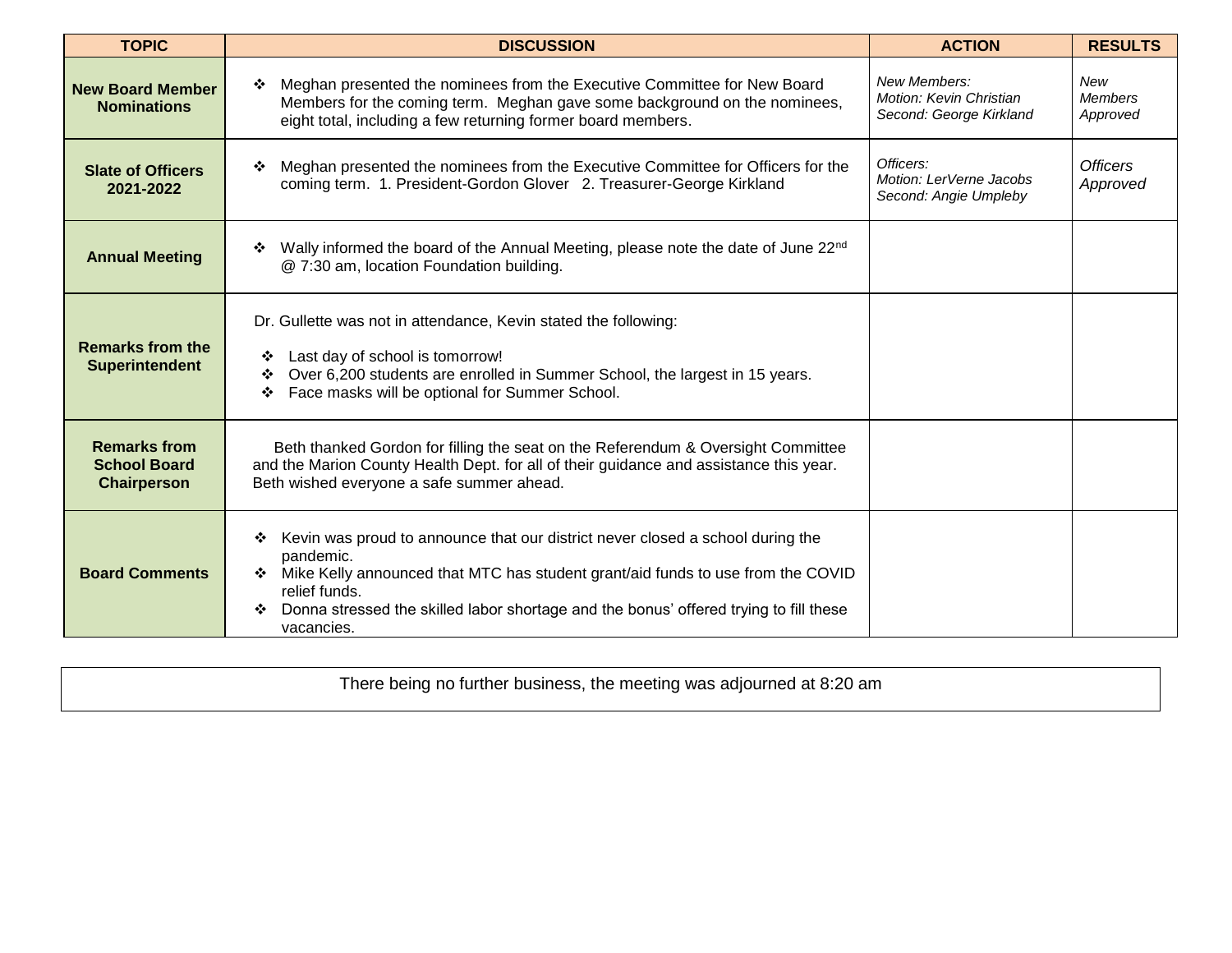| TOPIC | DISCUSSION | ACTION | RESULTS |
|---|---|---|---|
| **New Board Member Nominations** | ❖ Meghan presented the nominees from the Executive Committee for New Board Members for the coming term. Meghan gave some background on the nominees, eight total, including a few returning former board members. | *New Members:* *Motion: Kevin Christian* *Second: George Kirkland* | *New Members Approved* |
| **Slate of Officers 2021-2022** | ❖ Meghan presented the nominees from the Executive Committee for Officers for the coming term. 1. President-Gordon Glover 2. Treasurer-George Kirkland | *Officers:* *Motion: LerVerne Jacobs* *Second: Angie Umpleby* | *Officers Approved* |
| **Annual Meeting** | ❖ Wally informed the board of the Annual Meeting, please note the date of June 22nd @ 7:30 am, location Foundation building. | | |
| **Remarks from the Superintendent** | Dr. Gullette was not in attendance, Kevin stated the following: ❖ Last day of school is tomorrow! ❖ Over 6,200 students are enrolled in Summer School, the largest in 15 years. ❖ Face masks will be optional for Summer School. | | |
| **Remarks from School Board Chairperson** | Beth thanked Gordon for filling the seat on the Referendum & Oversight Committee and the Marion County Health Dept. for all of their guidance and assistance this year. Beth wished everyone a safe summer ahead. | | |
| **Board Comments** | ❖ Kevin was proud to announce that our district never closed a school during the pandemic. ❖ Mike Kelly announced that MTC has student grant/aid funds to use from the COVID relief funds. ❖ Donna stressed the skilled labor shortage and the bonus' offered trying to fill these vacancies. | | |

There being no further business, the meeting was adjourned at 8:20 am